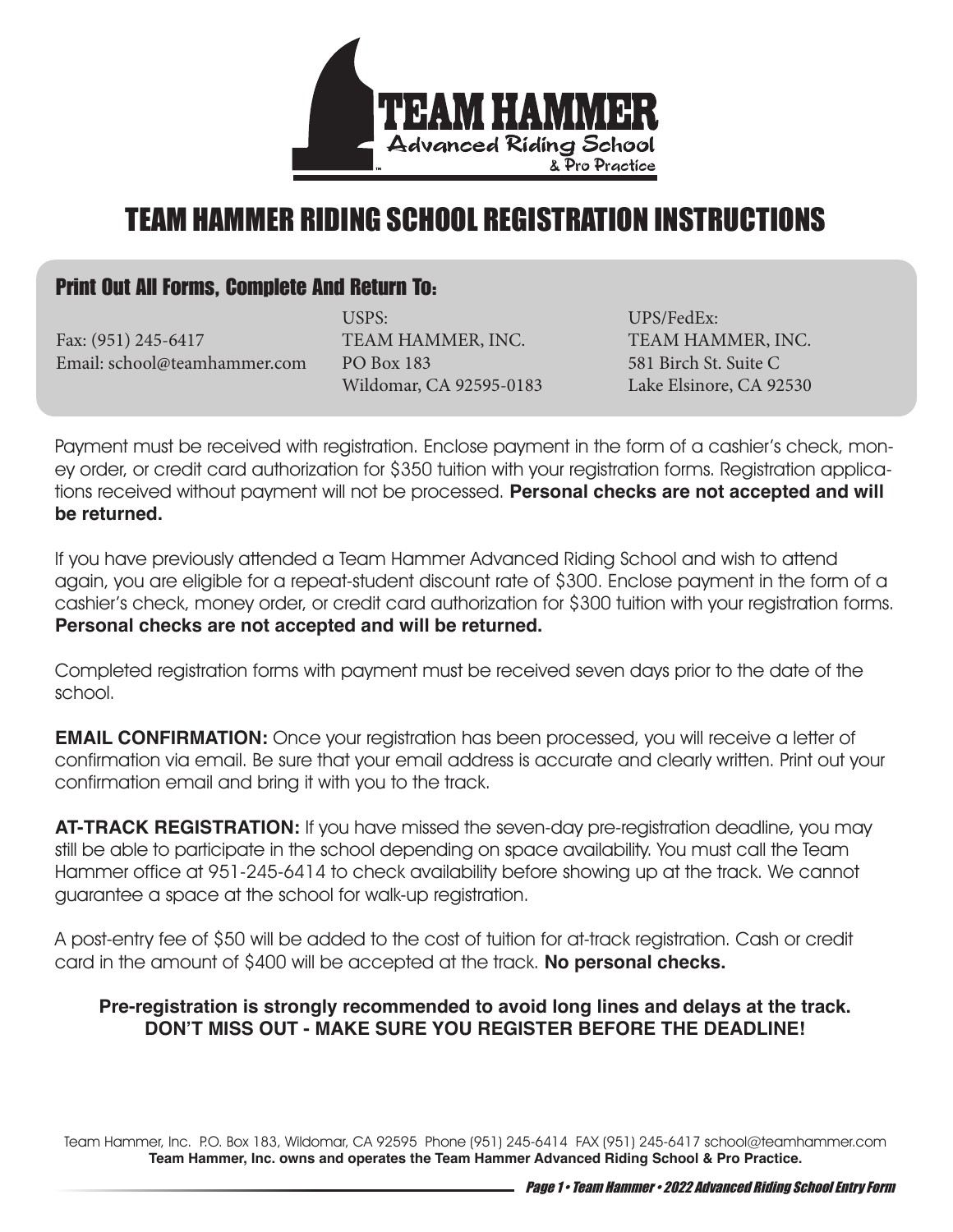# TEAM HAMMER RIDING SCHOOL REGISTRATION INSTRUCTIONS

## Print Out All Forms, Complete And Return To:

Fax: (951) 245-6417
Email: school@teamhammer.com

USPS:
TEAM HAMMER, INC.
PO Box 183
Wildomar, CA 92595-0183

UPS/FedEx:
TEAM HAMMER, INC.
581 Birch St. Suite C
Lake Elsinore, CA 92530

Payment must be received with registration. Enclose payment in the form of a cashier's check, money order, or credit card authorization for $350 tuition with your registration forms. Registration applications received without payment will not be processed. **Personal checks are not accepted and will be returned.**

If you have previously attended a Team Hammer Advanced Riding School and wish to attend again, you are eligible for a repeat-student discount rate of $300. Enclose payment in the form of a cashier's check, money order, or credit card authorization for $300 tuition with your registration forms. **Personal checks are not accepted and will be returned.**

Completed registration forms with payment must be received seven days prior to the date of the school.

**EMAIL CONFIRMATION:** Once your registration has been processed, you will receive a letter of confirmation via email. Be sure that your email address is accurate and clearly written. Print out your confirmation email and bring it with you to the track.

**AT-TRACK REGISTRATION:** If you have missed the seven-day pre-registration deadline, you may still be able to participate in the school depending on space availability. You must call the Team Hammer office at 951-245-6414 to check availability before showing up at the track. We cannot guarantee a space at the school for walk-up registration.

A post-entry fee of $50 will be added to the cost of tuition for at-track registration. Cash or credit card in the amount of $400 will be accepted at the track. **No personal checks.**

**Pre-registration is strongly recommended to avoid long lines and delays at the track.**
**DON'T MISS OUT - MAKE SURE YOU REGISTER BEFORE THE DEADLINE!**

Team Hammer, Inc. P.O. Box 183, Wildomar, CA 92595 Phone (951) 245-6414 FAX (951) 245-6417 school@teamhammer.com
**Team Hammer, Inc. owns and operates the Team Hammer Advanced Riding School & Pro Practice.**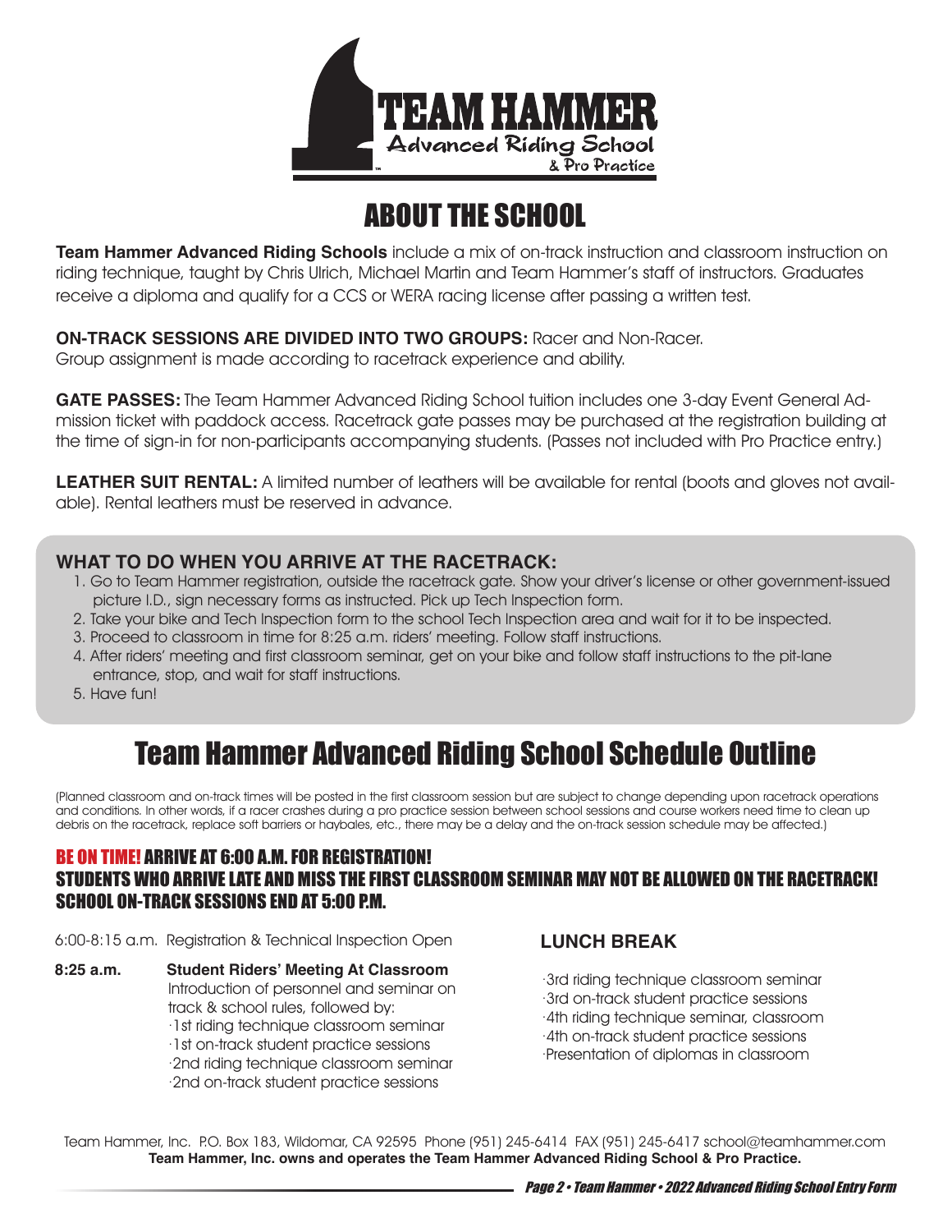# ABOUT THE SCHOOL

**Team Hammer Advanced Riding Schools** include a mix of on-track instruction and classroom instruction on riding technique, taught by Chris Ulrich, Michael Martin and Team Hammer's staff of instructors. Graduates receive a diploma and qualify for a CCS or WERA racing license after passing a written test.

**ON-TRACK SESSIONS ARE DIVIDED INTO TWO GROUPS:** Racer and Non-Racer.
Group assignment is made according to racetrack experience and ability.

**GATE PASSES:** The Team Hammer Advanced Riding School tuition includes one 3-day Event General Admission ticket with paddock access. Racetrack gate passes may be purchased at the registration building at the time of sign-in for non-participants accompanying students. (Passes not included with Pro Practice entry.)

**LEATHER SUIT RENTAL:** A limited number of leathers will be available for rental (boots and gloves not available). Rental leathers must be reserved in advance.

### WHAT TO DO WHEN YOU ARRIVE AT THE RACETRACK:

1. Go to Team Hammer registration, outside the racetrack gate. Show your driver's license or other government-issued picture I.D., sign necessary forms as instructed. Pick up Tech Inspection form.
2. Take your bike and Tech Inspection form to the school Tech Inspection area and wait for it to be inspected.
3. Proceed to classroom in time for 8:25 a.m. riders' meeting. Follow staff instructions.
4. After riders' meeting and first classroom seminar, get on your bike and follow staff instructions to the pit-lane entrance, stop, and wait for staff instructions.
5. Have fun!

# Team Hammer Advanced Riding School Schedule Outline

(Planned classroom and on-track times will be posted in the first classroom session but are subject to change depending upon racetrack operations and conditions. In other words, if a racer crashes during a pro practice session between school sessions and course workers need time to clean up debris on the racetrack, replace soft barriers or haybales, etc., there may be a delay and the on-track session schedule may be affected.)

**BE ON TIME! ARRIVE AT 6:00 A.M. FOR REGISTRATION!**
**STUDENTS WHO ARRIVE LATE AND MISS THE FIRST CLASSROOM SEMINAR MAY NOT BE ALLOWED ON THE RACETRACK!**
**SCHOOL ON-TRACK SESSIONS END AT 5:00 P.M.**

6:00-8:15 a.m. Registration & Technical Inspection Open

**8:25 a.m.** **Student Riders' Meeting At Classroom**
Introduction of personnel and seminar on track & school rules, followed by:
- 1st riding technique classroom seminar
- 1st on-track student practice sessions
- 2nd riding technique classroom seminar
- 2nd on-track student practice sessions

### LUNCH BREAK

- 3rd riding technique classroom seminar
- 3rd on-track student practice sessions
- 4th riding technique seminar, classroom
- 4th on-track student practice sessions
- Presentation of diplomas in classroom

Team Hammer, Inc. P.O. Box 183, Wildomar, CA 92595 Phone (951) 245-6414 FAX (951) 245-6417 school@teamhammer.com
**Team Hammer, Inc. owns and operates the Team Hammer Advanced Riding School & Pro Practice.**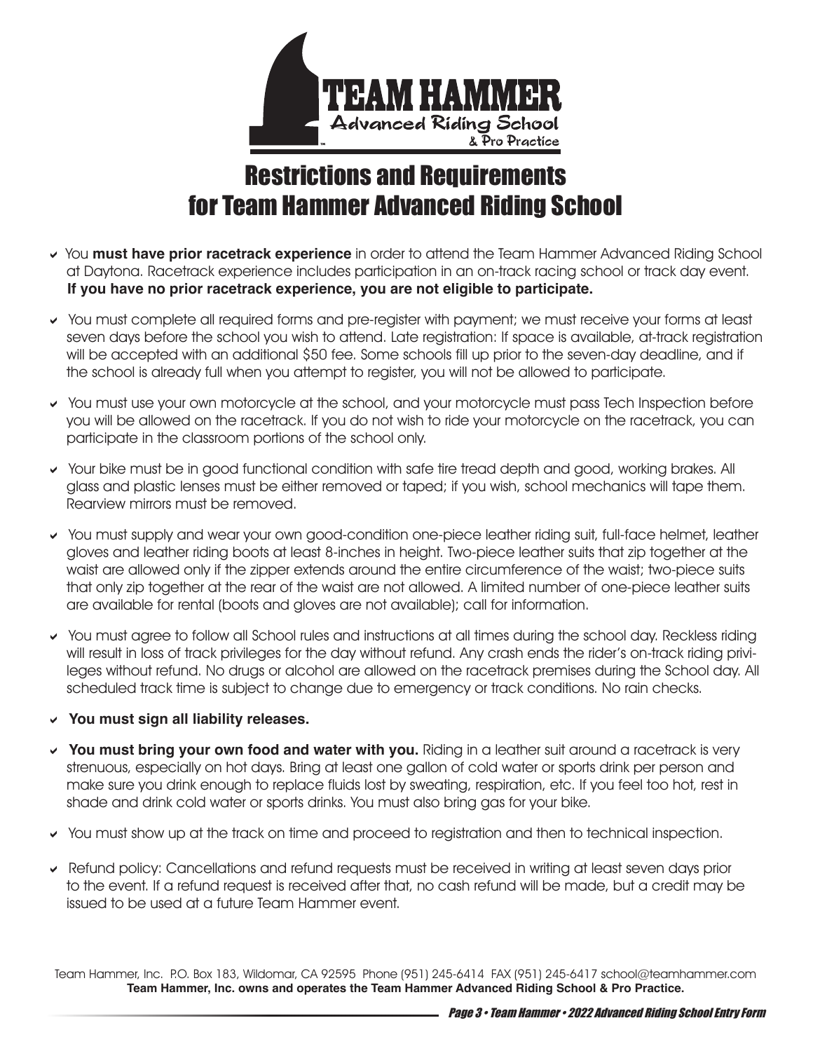# Restrictions and Requirements for Team Hammer Advanced Riding School

- You **must have prior racetrack experience** in order to attend the Team Hammer Advanced Riding School at Daytona. Racetrack experience includes participation in an on-track racing school or track day event. **If you have no prior racetrack experience, you are not eligible to participate.**

- You must complete all required forms and pre-register with payment; we must receive your forms at least seven days before the school you wish to attend. Late registration: If space is available, at-track registration will be accepted with an additional $50 fee. Some schools fill up prior to the seven-day deadline, and if the school is already full when you attempt to register, you will not be allowed to participate.

- You must use your own motorcycle at the school, and your motorcycle must pass Tech Inspection before you will be allowed on the racetrack. If you do not wish to ride your motorcycle on the racetrack, you can participate in the classroom portions of the school only.

- Your bike must be in good functional condition with safe tire tread depth and good, working brakes. All glass and plastic lenses must be either removed or taped; if you wish, school mechanics will tape them. Rearview mirrors must be removed.

- You must supply and wear your own good-condition one-piece leather riding suit, full-face helmet, leather gloves and leather riding boots at least 8-inches in height. Two-piece leather suits that zip together at the waist are allowed only if the zipper extends around the entire circumference of the waist; two-piece suits that only zip together at the rear of the waist are not allowed. A limited number of one-piece leather suits are available for rental (boots and gloves are not available); call for information.

- You must agree to follow all School rules and instructions at all times during the school day. Reckless riding will result in loss of track privileges for the day without refund. Any crash ends the rider's on-track riding privileges without refund. No drugs or alcohol are allowed on the racetrack premises during the School day. All scheduled track time is subject to change due to emergency or track conditions. No rain checks.

- **You must sign all liability releases.**

- **You must bring your own food and water with you.** Riding in a leather suit around a racetrack is very strenuous, especially on hot days. Bring at least one gallon of cold water or sports drink per person and make sure you drink enough to replace fluids lost by sweating, respiration, etc. If you feel too hot, rest in shade and drink cold water or sports drinks. You must also bring gas for your bike.

- You must show up at the track on time and proceed to registration and then to technical inspection.

- Refund policy: Cancellations and refund requests must be received in writing at least seven days prior to the event. If a refund request is received after that, no cash refund will be made, but a credit may be issued to be used at a future Team Hammer event.

Team Hammer, Inc. P.O. Box 183, Wildomar, CA 92595 Phone (951) 245-6414 FAX (951) 245-6417 school@teamhammer.com
**Team Hammer, Inc. owns and operates the Team Hammer Advanced Riding School & Pro Practice.**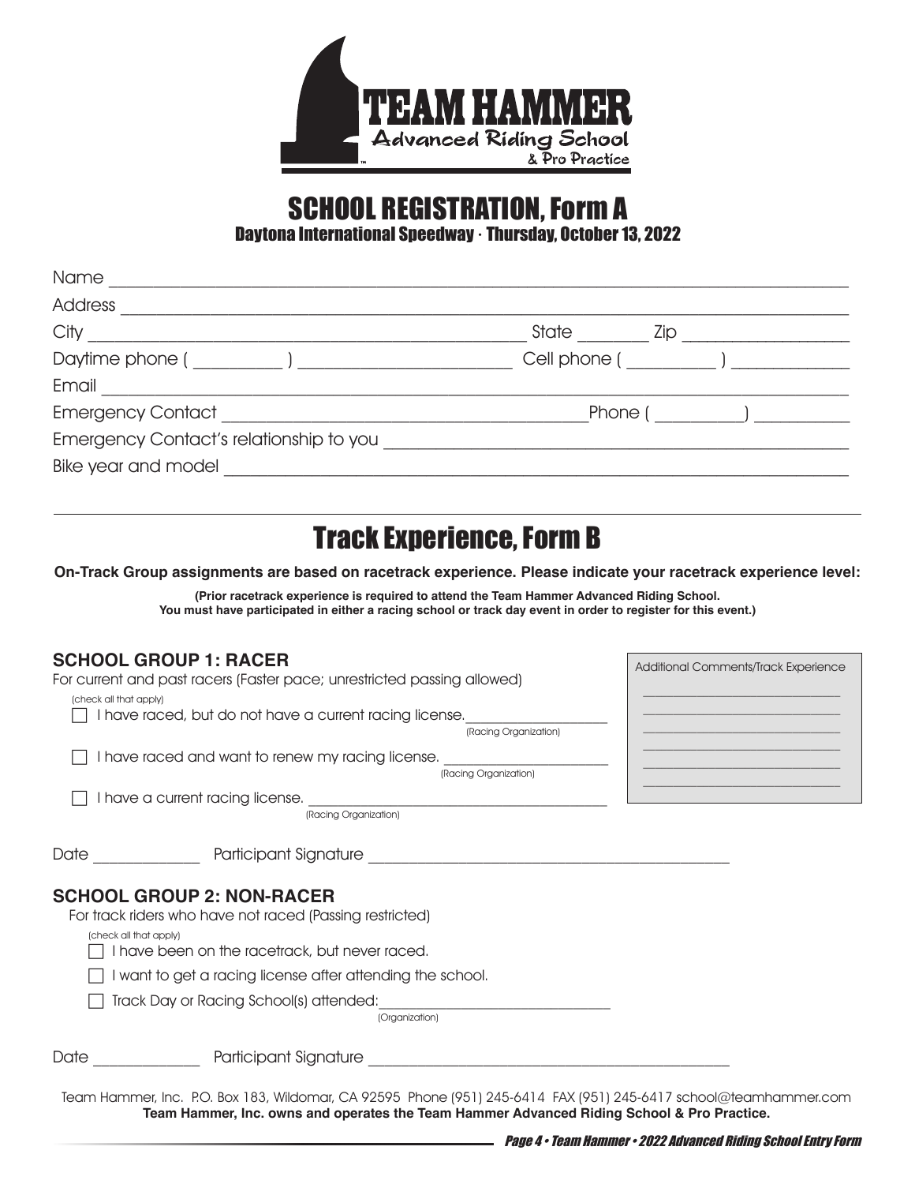TEAM HAMMER
Advanced Riding School
& Pro Practice

# SCHOOL REGISTRATION, Form A

**Daytona International Speedway · Thursday, October 13, 2022**

Name ______________________________________________________________________

Address ____________________________________________________________________

City ______________________________________ State ________ Zip ________________

Daytime phone ( __________ ) ______________________ Cell phone ( __________ ) ____________

Email ______________________________________________________________________

Emergency Contact ___________________________________ Phone ( __________ ) __________

Emergency Contact's relationship to you _________________________________________

Bike year and model ________________________________________________________

# Track Experience, Form B

**On-Track Group assignments are based on racetrack experience. Please indicate your racetrack experience level:**

**(Prior racetrack experience is required to attend the Team Hammer Advanced Riding School. You must have participated in either a racing school or track day event in order to register for this event.)**

## SCHOOL GROUP 1: RACER

For current and past racers (Faster pace; unrestricted passing allowed)

(check all that apply)

- ☐ I have raced, but do not have a current racing license. ____________________ (Racing Organization)
- ☐ I have raced and want to renew my racing license. ____________________ (Racing Organization)
- ☐ I have a current racing license. ____________________ (Racing Organization)

Additional Comments/Track Experience

______________________________

______________________________

______________________________

______________________________

______________________________

______________________________

Date _____________ Participant Signature ___________________________________________

## SCHOOL GROUP 2: NON-RACER

For track riders who have not raced (Passing restricted)

(check all that apply)

- ☐ I have been on the racetrack, but never raced.
- ☐ I want to get a racing license after attending the school.
- ☐ Track Day or Racing School(s) attended: ____________________ (Organization)

Date _____________ Participant Signature ___________________________________________

Team Hammer, Inc. P.O. Box 183, Wildomar, CA 92595 Phone (951) 245-6414 FAX (951) 245-6417 school@teamhammer.com

**Team Hammer, Inc. owns and operates the Team Hammer Advanced Riding School & Pro Practice.**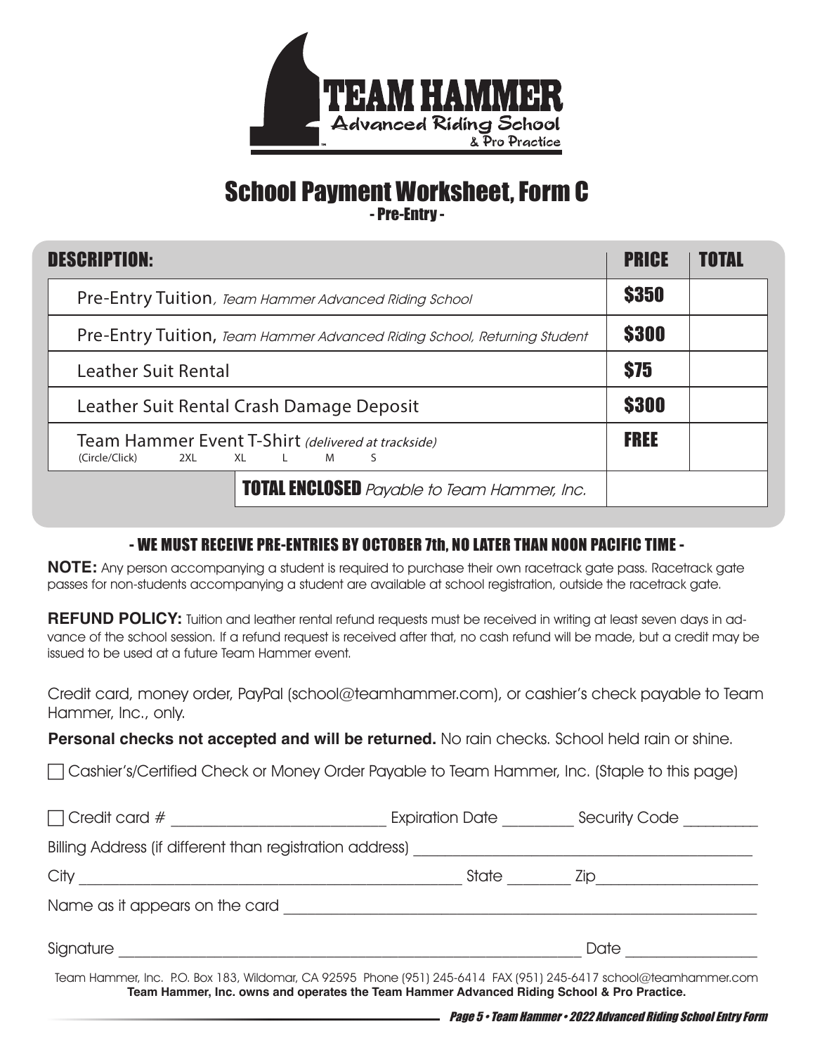# School Payment Worksheet, Form C

- Pre-Entry -

| DESCRIPTION: | PRICE | TOTAL |
|---|---|---|
| Pre-Entry Tuition, *Team Hammer Advanced Riding School* | $350 | |
| Pre-Entry Tuition, *Team Hammer Advanced Riding School, Returning Student* | $300 | |
| Leather Suit Rental | $75 | |
| Leather Suit Rental Crash Damage Deposit | $300 | |
| Team Hammer Event T-Shirt *(delivered at trackside)* (Circle/Click) 2XL XL L M S | FREE | |
| **TOTAL ENCLOSED** *Payable to Team Hammer, Inc.* | | |

**- WE MUST RECEIVE PRE-ENTRIES BY OCTOBER 7th, NO LATER THAN NOON PACIFIC TIME -**

**NOTE:** Any person accompanying a student is required to purchase their own racetrack gate pass. Racetrack gate passes for non-students accompanying a student are available at school registration, outside the racetrack gate.

**REFUND POLICY:** Tuition and leather rental refund requests must be received in writing at least seven days in advance of the school session. If a refund request is received after that, no cash refund will be made, but a credit may be issued to be used at a future Team Hammer event.

Credit card, money order, PayPal (school@teamhammer.com), or cashier's check payable to Team Hammer, Inc., only.

**Personal checks not accepted and will be returned.** No rain checks. School held rain or shine.

☐ Cashier's/Certified Check or Money Order Payable to Team Hammer, Inc. (Staple to this page)

☐ Credit card # ____________________ Expiration Date ________ Security Code ________

Billing Address (if different than registration address) ______________________________

City ______________________________ State ________ Zip ________________

Name as it appears on the card ______________________________

Signature ______________________________ Date ________________

Team Hammer, Inc. P.O. Box 183, Wildomar, CA 92595 Phone (951) 245-6414 FAX (951) 245-6417 school@teamhammer.com

**Team Hammer, Inc. owns and operates the Team Hammer Advanced Riding School & Pro Practice.**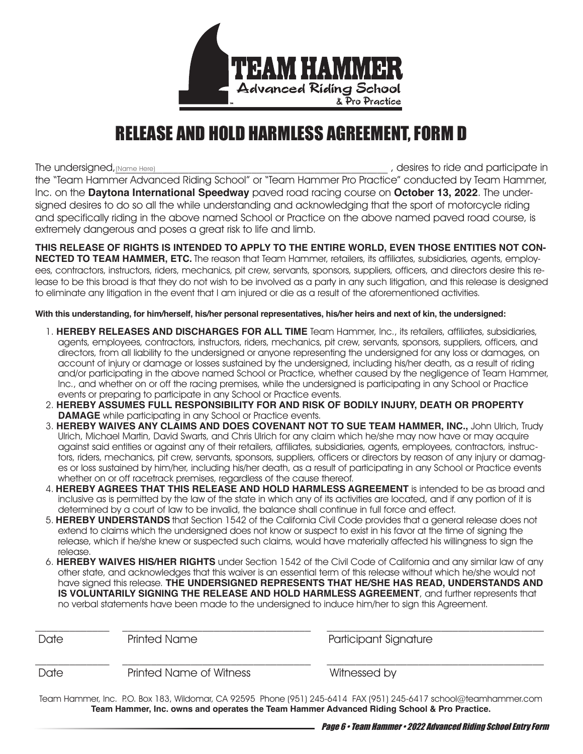TEAM HAMMER
Advanced Riding School
& Pro Practice

# RELEASE AND HOLD HARMLESS AGREEMENT, FORM D

The undersigned, (Name Here)\_\_\_\_\_\_\_\_\_\_\_\_\_\_\_\_\_\_\_\_\_\_\_\_\_\_\_\_\_\_\_\_\_\_\_\_\_\_\_\_\_\_\_\_\_\_\_\_ , desires to ride and participate in the "Team Hammer Advanced Riding School" or "Team Hammer Pro Practice" conducted by Team Hammer, Inc. on the **Daytona International Speedway** paved road racing course on **October 13, 2022**. The undersigned desires to do so all the while understanding and acknowledging that the sport of motorcycle riding and specifically riding in the above named School or Practice on the above named paved road course, is extremely dangerous and poses a great risk to life and limb.

**THIS RELEASE OF RIGHTS IS INTENDED TO APPLY TO THE ENTIRE WORLD, EVEN THOSE ENTITIES NOT CONNECTED TO TEAM HAMMER, ETC.** The reason that Team Hammer, retailers, its affiliates, subsidiaries, agents, employees, contractors, instructors, riders, mechanics, pit crew, servants, sponsors, suppliers, officers, and directors desire this release to be this broad is that they do not wish to be involved as a party in any such litigation, and this release is designed to eliminate any litigation in the event that I am injured or die as a result of the aforementioned activities.

**With this understanding, for him/herself, his/her personal representatives, his/her heirs and next of kin, the undersigned:**

1. **HEREBY RELEASES AND DISCHARGES FOR ALL TIME** Team Hammer, Inc., its retailers, affiliates, subsidiaries, agents, employees, contractors, instructors, riders, mechanics, pit crew, servants, sponsors, suppliers, officers, and directors, from all liability to the undersigned or anyone representing the undersigned for any loss or damages, on account of injury or damage or losses sustained by the undersigned, including his/her death, as a result of riding and/or participating in the above named School or Practice, whether caused by the negligence of Team Hammer, Inc., and whether on or off the racing premises, while the undersigned is participating in any School or Practice events or preparing to participate in any School or Practice events.
2. **HEREBY ASSUMES FULL RESPONSIBILITY FOR AND RISK OF BODILY INJURY, DEATH OR PROPERTY DAMAGE** while participating in any School or Practice events.
3. **HEREBY WAIVES ANY CLAIMS AND DOES COVENANT NOT TO SUE TEAM HAMMER, INC.,** John Ulrich, Trudy Ulrich, Michael Martin, David Swarts, and Chris Ulrich for any claim which he/she may now have or may acquire against said entities or against any of their retailers, affiliates, subsidiaries, agents, employees, contractors, instructors, riders, mechanics, pit crew, servants, sponsors, suppliers, officers or directors by reason of any injury or damages or loss sustained by him/her, including his/her death, as a result of participating in any School or Practice events whether on or off racetrack premises, regardless of the cause thereof.
4. **HEREBY AGREES THAT THIS RELEASE AND HOLD HARMLESS AGREEMENT** is intended to be as broad and inclusive as is permitted by the law of the state in which any of its activities are located, and if any portion of it is determined by a court of law to be invalid, the balance shall continue in full force and effect.
5. **HEREBY UNDERSTANDS** that Section 1542 of the California Civil Code provides that a general release does not extend to claims which the undersigned does not know or suspect to exist in his favor at the time of signing the release, which if he/she knew or suspected such claims, would have materially affected his willingness to sign the release.
6. **HEREBY WAIVES HIS/HER RIGHTS** under Section 1542 of the Civil Code of California and any similar law of any other state, and acknowledges that this waiver is an essential term of this release without which he/she would not have signed this release. **THE UNDERSIGNED REPRESENTS THAT HE/SHE HAS READ, UNDERSTANDS AND IS VOLUNTARILY SIGNING THE RELEASE AND HOLD HARMLESS AGREEMENT**, and further represents that no verbal statements have been made to the undersigned to induce him/her to sign this Agreement.

\_\_\_\_\_\_\_\_\_\_ \_\_\_\_\_\_\_\_\_\_\_\_\_\_\_\_\_\_\_\_\_\_\_\_\_\_ \_\_\_\_\_\_\_\_\_\_\_\_\_\_\_\_\_\_\_\_\_\_\_\_\_\_\_\_\_\_
Date Printed Name Participant Signature

\_\_\_\_\_\_\_\_\_\_ \_\_\_\_\_\_\_\_\_\_\_\_\_\_\_\_\_\_\_\_\_\_\_\_\_\_ \_\_\_\_\_\_\_\_\_\_\_\_\_\_\_\_\_\_\_\_\_\_\_\_\_\_\_\_\_\_
Date Printed Name of Witness Witnessed by

Team Hammer, Inc. P.O. Box 183, Wildomar, CA 92595 Phone (951) 245-6414 FAX (951) 245-6417 school@teamhammer.com
**Team Hammer, Inc. owns and operates the Team Hammer Advanced Riding School & Pro Practice.**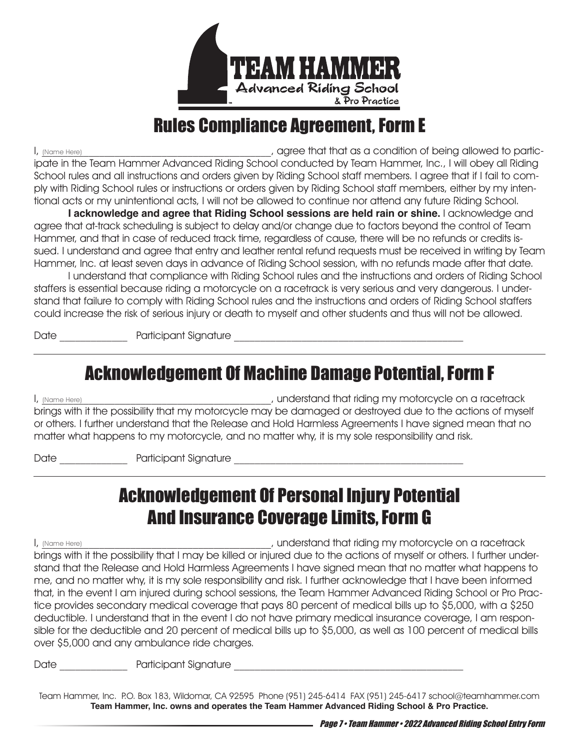TEAM HAMMER
Advanced Riding School
& Pro Practice

# Rules Compliance Agreement, Form E

I, (Name Here)\_\_\_\_\_\_\_\_\_\_\_\_\_\_\_\_\_\_\_\_\_\_\_\_\_\_\_\_\_\_\_\_\_\_\_\_\_\_\_\_, agree that that as a condition of being allowed to participate in the Team Hammer Advanced Riding School conducted by Team Hammer, Inc., I will obey all Riding School rules and all instructions and orders given by Riding School staff members. I agree that if I fail to comply with Riding School rules or instructions or orders given by Riding School staff members, either by my intentional acts or my unintentional acts, I will not be allowed to continue nor attend any future Riding School.

**I acknowledge and agree that Riding School sessions are held rain or shine.** I acknowledge and agree that at-track scheduling is subject to delay and/or change due to factors beyond the control of Team Hammer, and that in case of reduced track time, regardless of cause, there will be no refunds or credits issued. I understand and agree that entry and leather rental refund requests must be received in writing by Team Hammer, Inc. at least seven days in advance of Riding School session, with no refunds made after that date.

I understand that compliance with Riding School rules and the instructions and orders of Riding School staffers is essential because riding a motorcycle on a racetrack is very serious and very dangerous. I understand that failure to comply with Riding School rules and the instructions and orders of Riding School staffers could increase the risk of serious injury or death to myself and other students and thus will not be allowed.

Date \_\_\_\_\_\_\_\_\_\_\_\_\_ Participant Signature \_\_\_\_\_\_\_\_\_\_\_\_\_\_\_\_\_\_\_\_\_\_\_\_\_\_\_\_\_\_\_\_\_\_\_\_\_\_\_\_\_\_\_\_\_\_

# Acknowledgement Of Machine Damage Potential, Form F

I, (Name Here)\_\_\_\_\_\_\_\_\_\_\_\_\_\_\_\_\_\_\_\_\_\_\_\_\_\_\_\_\_\_\_\_\_\_\_\_\_\_\_\_, understand that riding my motorcycle on a racetrack brings with it the possibility that my motorcycle may be damaged or destroyed due to the actions of myself or others. I further understand that the Release and Hold Harmless Agreements I have signed mean that no matter what happens to my motorcycle, and no matter why, it is my sole responsibility and risk.

Date \_\_\_\_\_\_\_\_\_\_\_\_\_ Participant Signature \_\_\_\_\_\_\_\_\_\_\_\_\_\_\_\_\_\_\_\_\_\_\_\_\_\_\_\_\_\_\_\_\_\_\_\_\_\_\_\_\_\_\_\_\_\_

# Acknowledgement Of Personal Injury Potential And Insurance Coverage Limits, Form G

I, (Name Here)\_\_\_\_\_\_\_\_\_\_\_\_\_\_\_\_\_\_\_\_\_\_\_\_\_\_\_\_\_\_\_\_\_\_\_\_\_\_\_\_, understand that riding my motorcycle on a racetrack brings with it the possibility that I may be killed or injured due to the actions of myself or others. I further understand that the Release and Hold Harmless Agreements I have signed mean that no matter what happens to me, and no matter why, it is my sole responsibility and risk. I further acknowledge that I have been informed that, in the event I am injured during school sessions, the Team Hammer Advanced Riding School or Pro Practice provides secondary medical coverage that pays 80 percent of medical bills up to $5,000, with a $250 deductible. I understand that in the event I do not have primary medical insurance coverage, I am responsible for the deductible and 20 percent of medical bills up to $5,000, as well as 100 percent of medical bills over $5,000 and any ambulance ride charges.

Date \_\_\_\_\_\_\_\_\_\_\_\_\_ Participant Signature \_\_\_\_\_\_\_\_\_\_\_\_\_\_\_\_\_\_\_\_\_\_\_\_\_\_\_\_\_\_\_\_\_\_\_\_\_\_\_\_\_\_\_\_\_\_

Team Hammer, Inc. P.O. Box 183, Wildomar, CA 92595 Phone (951) 245-6414 FAX (951) 245-6417 school@teamhammer.com
**Team Hammer, Inc. owns and operates the Team Hammer Advanced Riding School & Pro Practice.**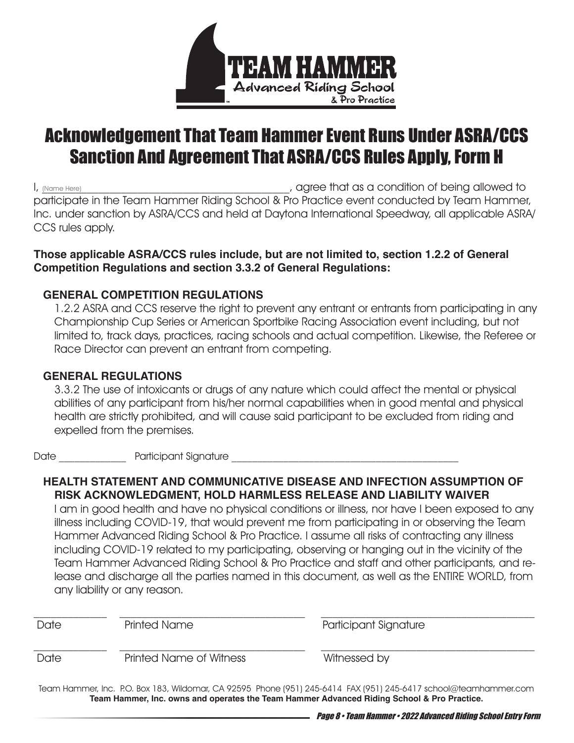# Acknowledgement That Team Hammer Event Runs Under ASRA/CCS Sanction And Agreement That ASRA/CCS Rules Apply, Form H

I, (Name Here)\_\_\_\_\_\_\_\_\_\_\_\_\_\_\_\_\_\_\_\_\_\_\_\_\_\_\_\_\_\_\_\_\_\_\_\_\_\_\_\_, agree that as a condition of being allowed to participate in the Team Hammer Riding School & Pro Practice event conducted by Team Hammer, Inc. under sanction by ASRA/CCS and held at Daytona International Speedway, all applicable ASRA/CCS rules apply.

**Those applicable ASRA/CCS rules include, but are not limited to, section 1.2.2 of General Competition Regulations and section 3.3.2 of General Regulations:**

### GENERAL COMPETITION REGULATIONS

1.2.2 ASRA and CCS reserve the right to prevent any entrant or entrants from participating in any Championship Cup Series or American Sportbike Racing Association event including, but not limited to, track days, practices, racing schools and actual competition. Likewise, the Referee or Race Director can prevent an entrant from competing.

### GENERAL REGULATIONS

3.3.2 The use of intoxicants or drugs of any nature which could affect the mental or physical abilities of any participant from his/her normal capabilities when in good mental and physical health are strictly prohibited, and will cause said participant to be excluded from riding and expelled from the premises.

Date \_\_\_\_\_\_\_\_\_\_\_\_\_ Participant Signature \_\_\_\_\_\_\_\_\_\_\_\_\_\_\_\_\_\_\_\_\_\_\_\_\_\_\_\_\_\_\_\_\_\_\_\_\_\_\_\_\_\_\_\_

### HEALTH STATEMENT AND COMMUNICATIVE DISEASE AND INFECTION ASSUMPTION OF RISK ACKNOWLEDGMENT, HOLD HARMLESS RELEASE AND LIABILITY WAIVER

I am in good health and have no physical conditions or illness, nor have I been exposed to any illness including COVID-19, that would prevent me from participating in or observing the Team Hammer Advanced Riding School & Pro Practice. I assume all risks of contracting any illness including COVID-19 related to my participating, observing or hanging out in the vicinity of the Team Hammer Advanced Riding School & Pro Practice and staff and other participants, and release and discharge all the parties named in this document, as well as the ENTIRE WORLD, from any liability or any reason.

\_\_\_\_\_\_\_\_\_\_\_\_\_ \_\_\_\_\_\_\_\_\_\_\_\_\_\_\_\_\_\_\_\_\_\_\_\_\_\_\_\_\_\_\_\_\_\_ \_\_\_\_\_\_\_\_\_\_\_\_\_\_\_\_\_\_\_\_\_\_\_\_\_\_\_\_\_\_\_\_\_\_\_\_\_\_\_
Date Printed Name Participant Signature

\_\_\_\_\_\_\_\_\_\_\_\_\_ \_\_\_\_\_\_\_\_\_\_\_\_\_\_\_\_\_\_\_\_\_\_\_\_\_\_\_\_\_\_\_\_\_\_ \_\_\_\_\_\_\_\_\_\_\_\_\_\_\_\_\_\_\_\_\_\_\_\_\_\_\_\_\_\_\_\_\_\_\_\_\_\_\_
Date Printed Name of Witness Witnessed by

Team Hammer, Inc. P.O. Box 183, Wildomar, CA 92595 Phone (951) 245-6414 FAX (951) 245-6417 school@teamhammer.com
**Team Hammer, Inc. owns and operates the Team Hammer Advanced Riding School & Pro Practice.**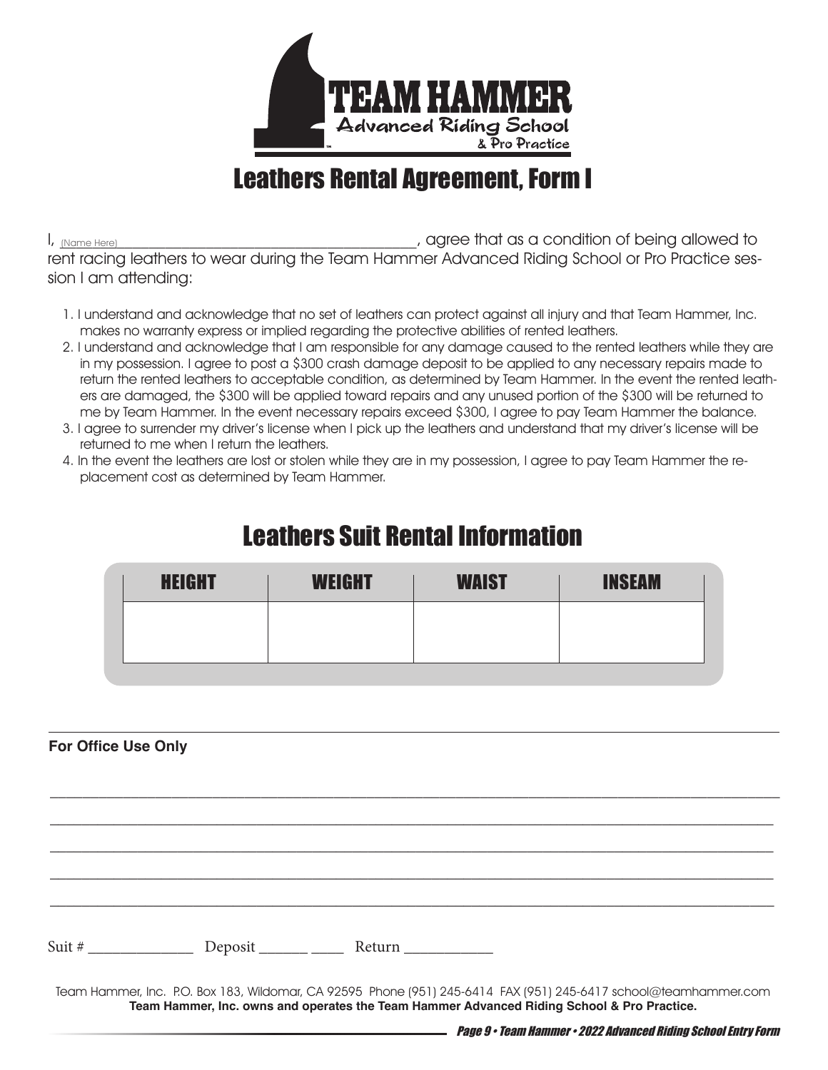TEAM HAMMER
Advanced Riding School
& Pro Practice

# Leathers Rental Agreement, Form I

I, (Name Here)\_\_\_\_\_\_\_\_\_\_\_\_\_\_\_\_\_\_\_\_\_\_\_\_\_\_\_\_\_\_\_\_\_\_\_\_\_\_\_\_, agree that as a condition of being allowed to rent racing leathers to wear during the Team Hammer Advanced Riding School or Pro Practice session I am attending:

1. I understand and acknowledge that no set of leathers can protect against all injury and that Team Hammer, Inc. makes no warranty express or implied regarding the protective abilities of rented leathers.
2. I understand and acknowledge that I am responsible for any damage caused to the rented leathers while they are in my possession. I agree to post a $300 crash damage deposit to be applied to any necessary repairs made to return the rented leathers to acceptable condition, as determined by Team Hammer. In the event the rented leathers are damaged, the $300 will be applied toward repairs and any unused portion of the $300 will be returned to me by Team Hammer. In the event necessary repairs exceed $300, I agree to pay Team Hammer the balance.
3. I agree to surrender my driver's license when I pick up the leathers and understand that my driver's license will be returned to me when I return the leathers.
4. In the event the leathers are lost or stolen while they are in my possession, I agree to pay Team Hammer the replacement cost as determined by Team Hammer.

## Leathers Suit Rental Information

| HEIGHT | WEIGHT | WAIST | INSEAM |
|---|---|---|---|
| | | | |

**For Office Use Only**

\_\_\_\_\_\_\_\_\_\_\_\_\_\_\_\_\_\_\_\_\_\_\_\_\_\_\_\_\_\_\_\_\_\_\_\_\_\_\_\_\_\_\_\_\_\_\_\_\_\_\_\_\_\_\_\_\_\_\_\_\_\_\_\_\_\_\_\_\_\_\_\_\_\_\_\_

\_\_\_\_\_\_\_\_\_\_\_\_\_\_\_\_\_\_\_\_\_\_\_\_\_\_\_\_\_\_\_\_\_\_\_\_\_\_\_\_\_\_\_\_\_\_\_\_\_\_\_\_\_\_\_\_\_\_\_\_\_\_\_\_\_\_\_\_\_\_\_\_\_\_\_\_

\_\_\_\_\_\_\_\_\_\_\_\_\_\_\_\_\_\_\_\_\_\_\_\_\_\_\_\_\_\_\_\_\_\_\_\_\_\_\_\_\_\_\_\_\_\_\_\_\_\_\_\_\_\_\_\_\_\_\_\_\_\_\_\_\_\_\_\_\_\_\_\_\_\_\_\_

\_\_\_\_\_\_\_\_\_\_\_\_\_\_\_\_\_\_\_\_\_\_\_\_\_\_\_\_\_\_\_\_\_\_\_\_\_\_\_\_\_\_\_\_\_\_\_\_\_\_\_\_\_\_\_\_\_\_\_\_\_\_\_\_\_\_\_\_\_\_\_\_\_\_\_\_

\_\_\_\_\_\_\_\_\_\_\_\_\_\_\_\_\_\_\_\_\_\_\_\_\_\_\_\_\_\_\_\_\_\_\_\_\_\_\_\_\_\_\_\_\_\_\_\_\_\_\_\_\_\_\_\_\_\_\_\_\_\_\_\_\_\_\_\_\_\_\_\_\_\_\_\_

Suit # \_\_\_\_\_\_\_\_\_\_\_\_\_\_ Deposit \_\_\_\_\_\_ \_\_\_\_ Return \_\_\_\_\_\_\_\_\_\_\_

Team Hammer, Inc. P.O. Box 183, Wildomar, CA 92595 Phone (951) 245-6414 FAX (951) 245-6417 school@teamhammer.com
**Team Hammer, Inc. owns and operates the Team Hammer Advanced Riding School & Pro Practice.**